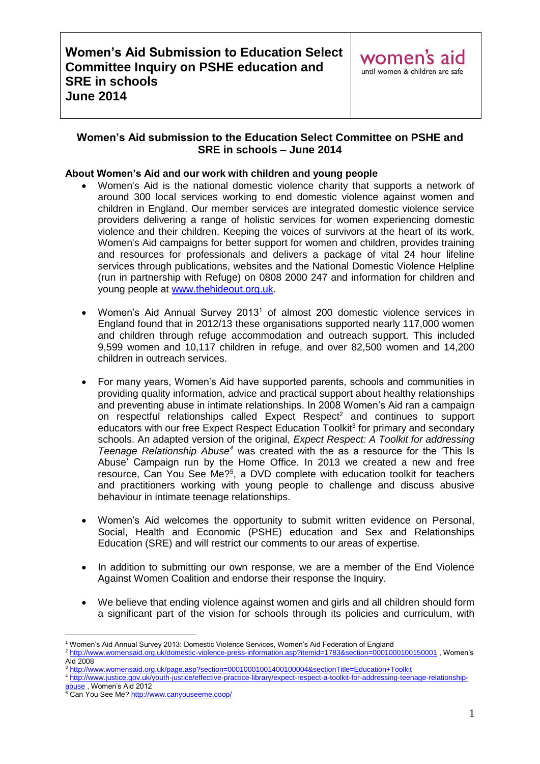**Women's Aid Submission to Education Select Committee Inquiry on PSHE education and SRE in schools**
**June 2014**

women's aid
until women & children are safe

## Women's Aid submission to the Education Select Committee on PSHE and SRE in schools – June 2014

### About Women's Aid and our work with children and young people

- Women's Aid is the national domestic violence charity that supports a network of around 300 local services working to end domestic violence against women and children in England. Our member services are integrated domestic violence service providers delivering a range of holistic services for women experiencing domestic violence and their children. Keeping the voices of survivors at the heart of its work, Women's Aid campaigns for better support for women and children, provides training and resources for professionals and delivers a package of vital 24 hour lifeline services through publications, websites and the National Domestic Violence Helpline (run in partnership with Refuge) on 0808 2000 247 and information for children and young people at www.thehideout.org.uk.

- Women's Aid Annual Survey 2013[1] of almost 200 domestic violence services in England found that in 2012/13 these organisations supported nearly 117,000 women and children through refuge accommodation and outreach support. This included 9,599 women and 10,117 children in refuge, and over 82,500 women and 14,200 children in outreach services.

- For many years, Women's Aid have supported parents, schools and communities in providing quality information, advice and practical support about healthy relationships and preventing abuse in intimate relationships. In 2008 Women's Aid ran a campaign on respectful relationships called Expect Respect[2] and continues to support educators with our free Expect Respect Education Toolkit[3] for primary and secondary schools. An adapted version of the original, *Expect Respect: A Toolkit for addressing Teenage Relationship Abuse*[4] was created with the as a resource for the 'This Is Abuse' Campaign run by the Home Office. In 2013 we created a new and free resource, Can You See Me?[5], a DVD complete with education toolkit for teachers and practitioners working with young people to challenge and discuss abusive behaviour in intimate teenage relationships.

- Women's Aid welcomes the opportunity to submit written evidence on Personal, Social, Health and Economic (PSHE) education and Sex and Relationships Education (SRE) and will restrict our comments to our areas of expertise.

- In addition to submitting our own response, we are a member of the End Violence Against Women Coalition and endorse their response the Inquiry.

- We believe that ending violence against women and girls and all children should form a significant part of the vision for schools through its policies and curriculum, with

---

[1] Women's Aid Annual Survey 2013: Domestic Violence Services, Women's Aid Federation of England

[2] http://www.womensaid.org.uk/domestic-violence-press-information.asp?itemid=1783&section=0001000100150001 , Women's Aid 2008

[3] http://www.womensaid.org.uk/page.asp?section=00010001001400100004&sectionTitle=Education+Toolkit

[4] http://www.justice.gov.uk/youth-justice/effective-practice-library/expect-respect-a-toolkit-for-addressing-teenage-relationship-abuse , Women's Aid 2012

[5] Can You See Me? http://www.canyouseeme.coop/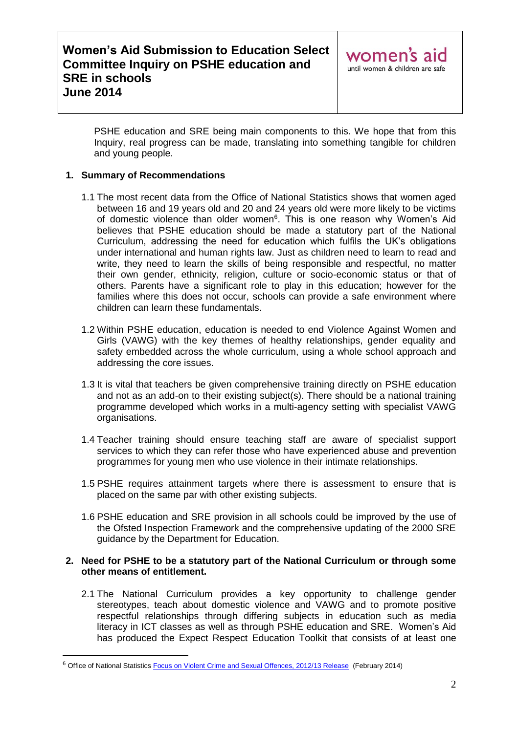PSHE education and SRE being main components to this. We hope that from this Inquiry, real progress can be made, translating into something tangible for children and young people.

## 1. Summary of Recommendations

1.1 The most recent data from the Office of National Statistics shows that women aged between 16 and 19 years old and 20 and 24 years old were more likely to be victims of domestic violence than older women[6]. This is one reason why Women's Aid believes that PSHE education should be made a statutory part of the National Curriculum, addressing the need for education which fulfils the UK's obligations under international and human rights law. Just as children need to learn to read and write, they need to learn the skills of being responsible and respectful, no matter their own gender, ethnicity, religion, culture or socio-economic status or that of others. Parents have a significant role to play in this education; however for the families where this does not occur, schools can provide a safe environment where children can learn these fundamentals.

1.2 Within PSHE education, education is needed to end Violence Against Women and Girls (VAWG) with the key themes of healthy relationships, gender equality and safety embedded across the whole curriculum, using a whole school approach and addressing the core issues.

1.3 It is vital that teachers be given comprehensive training directly on PSHE education and not as an add-on to their existing subject(s). There should be a national training programme developed which works in a multi-agency setting with specialist VAWG organisations.

1.4 Teacher training should ensure teaching staff are aware of specialist support services to which they can refer those who have experienced abuse and prevention programmes for young men who use violence in their intimate relationships.

1.5 PSHE requires attainment targets where there is assessment to ensure that is placed on the same par with other existing subjects.

1.6 PSHE education and SRE provision in all schools could be improved by the use of the Ofsted Inspection Framework and the comprehensive updating of the 2000 SRE guidance by the Department for Education.

## 2. Need for PSHE to be a statutory part of the National Curriculum or through some other means of entitlement.

2.1 The National Curriculum provides a key opportunity to challenge gender stereotypes, teach about domestic violence and VAWG and to promote positive respectful relationships through differing subjects in education such as media literacy in ICT classes as well as through PSHE education and SRE. Women's Aid has produced the Expect Respect Education Toolkit that consists of at least one

---

[6] Office of National Statistics Focus on Violent Crime and Sexual Offences, 2012/13 Release (February 2014)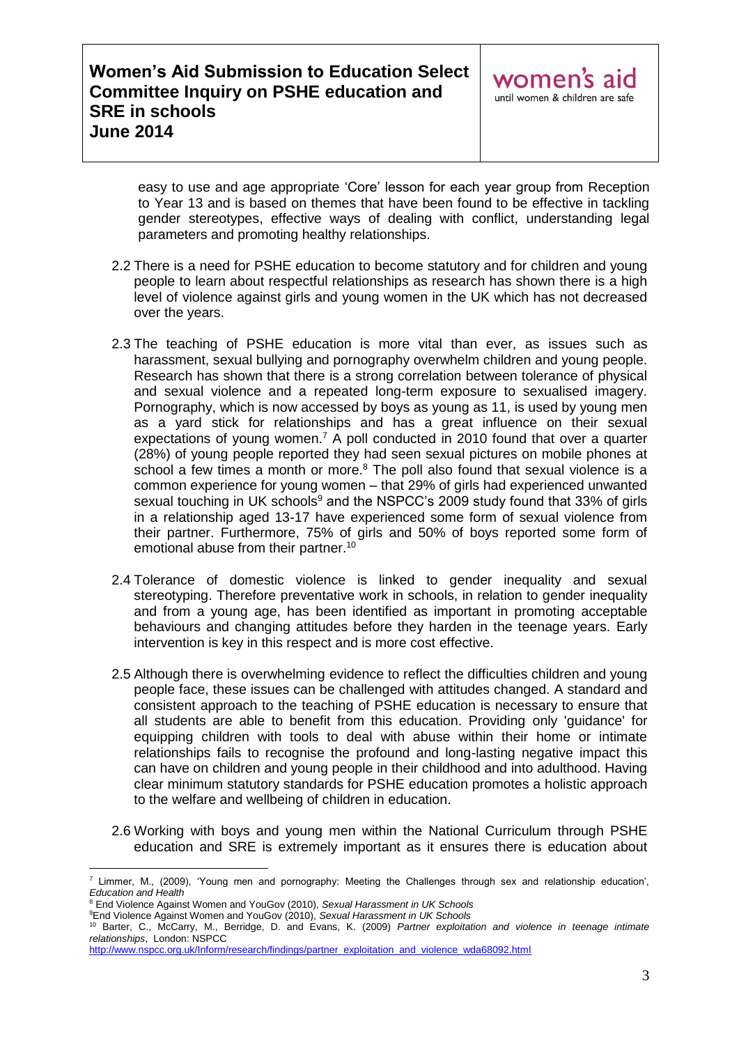easy to use and age appropriate 'Core' lesson for each year group from Reception to Year 13 and is based on themes that have been found to be effective in tackling gender stereotypes, effective ways of dealing with conflict, understanding legal parameters and promoting healthy relationships.

2.2 There is a need for PSHE education to become statutory and for children and young people to learn about respectful relationships as research has shown there is a high level of violence against girls and young women in the UK which has not decreased over the years.

2.3 The teaching of PSHE education is more vital than ever, as issues such as harassment, sexual bullying and pornography overwhelm children and young people. Research has shown that there is a strong correlation between tolerance of physical and sexual violence and a repeated long-term exposure to sexualised imagery. Pornography, which is now accessed by boys as young as 11, is used by young men as a yard stick for relationships and has a great influence on their sexual expectations of young women.[7] A poll conducted in 2010 found that over a quarter (28%) of young people reported they had seen sexual pictures on mobile phones at school a few times a month or more.[8] The poll also found that sexual violence is a common experience for young women – that 29% of girls had experienced unwanted sexual touching in UK schools[9] and the NSPCC's 2009 study found that 33% of girls in a relationship aged 13-17 have experienced some form of sexual violence from their partner. Furthermore, 75% of girls and 50% of boys reported some form of emotional abuse from their partner.[10]

2.4 Tolerance of domestic violence is linked to gender inequality and sexual stereotyping. Therefore preventative work in schools, in relation to gender inequality and from a young age, has been identified as important in promoting acceptable behaviours and changing attitudes before they harden in the teenage years. Early intervention is key in this respect and is more cost effective.

2.5 Although there is overwhelming evidence to reflect the difficulties children and young people face, these issues can be challenged with attitudes changed. A standard and consistent approach to the teaching of PSHE education is necessary to ensure that all students are able to benefit from this education. Providing only 'guidance' for equipping children with tools to deal with abuse within their home or intimate relationships fails to recognise the profound and long-lasting negative impact this can have on children and young people in their childhood and into adulthood. Having clear minimum statutory standards for PSHE education promotes a holistic approach to the welfare and wellbeing of children in education.

2.6 Working with boys and young men within the National Curriculum through PSHE education and SRE is extremely important as it ensures there is education about

---

[7] Limmer, M., (2009), 'Young men and pornography: Meeting the Challenges through sex and relationship education', *Education and Health*

[8] End Violence Against Women and YouGov (2010), *Sexual Harassment in UK Schools*

[9] End Violence Against Women and YouGov (2010), *Sexual Harassment in UK Schools*

[10] Barter, C., McCarry, M., Berridge, D. and Evans, K. (2009) *Partner exploitation and violence in teenage intimate relationships*, London: NSPCC
http://www.nspcc.org.uk/Inform/research/findings/partner_exploitation_and_violence_wda68092.html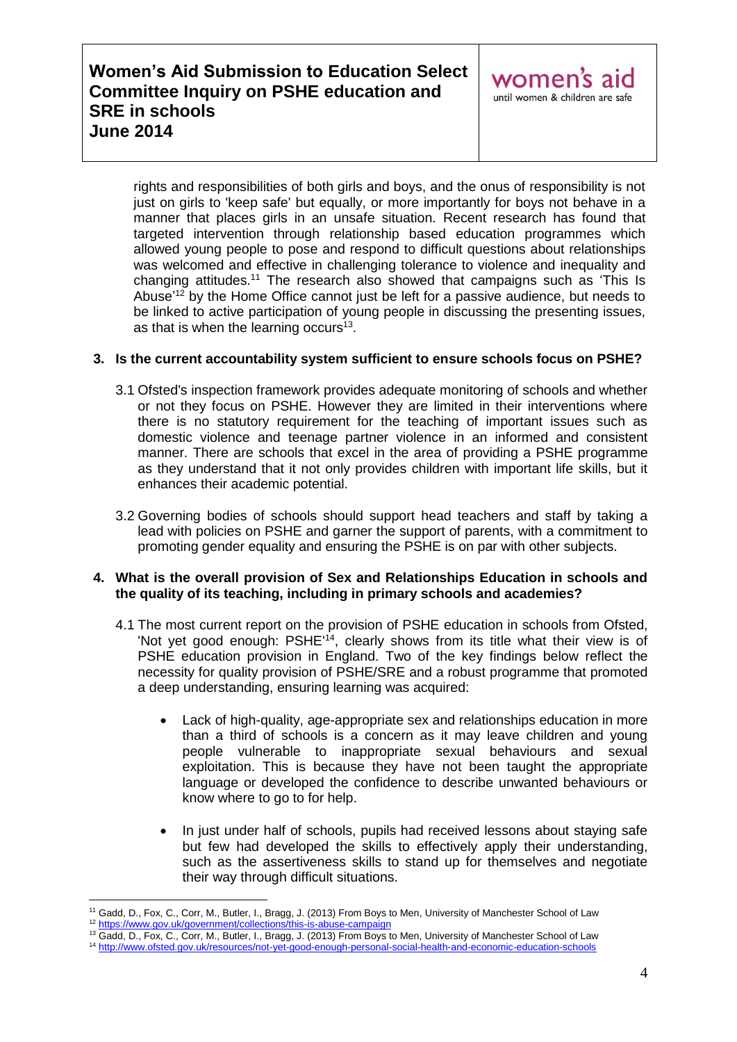rights and responsibilities of both girls and boys, and the onus of responsibility is not just on girls to 'keep safe' but equally, or more importantly for boys not behave in a manner that places girls in an unsafe situation. Recent research has found that targeted intervention through relationship based education programmes which allowed young people to pose and respond to difficult questions about relationships was welcomed and effective in challenging tolerance to violence and inequality and changing attitudes.[11] The research also showed that campaigns such as 'This Is Abuse'[12] by the Home Office cannot just be left for a passive audience, but needs to be linked to active participation of young people in discussing the presenting issues, as that is when the learning occurs[13].

**3. Is the current accountability system sufficient to ensure schools focus on PSHE?**

3.1 Ofsted's inspection framework provides adequate monitoring of schools and whether or not they focus on PSHE. However they are limited in their interventions where there is no statutory requirement for the teaching of important issues such as domestic violence and teenage partner violence in an informed and consistent manner. There are schools that excel in the area of providing a PSHE programme as they understand that it not only provides children with important life skills, but it enhances their academic potential.

3.2 Governing bodies of schools should support head teachers and staff by taking a lead with policies on PSHE and garner the support of parents, with a commitment to promoting gender equality and ensuring the PSHE is on par with other subjects.

**4. What is the overall provision of Sex and Relationships Education in schools and the quality of its teaching, including in primary schools and academies?**

4.1 The most current report on the provision of PSHE education in schools from Ofsted, 'Not yet good enough: PSHE'[14], clearly shows from its title what their view is of PSHE education provision in England. Two of the key findings below reflect the necessity for quality provision of PSHE/SRE and a robust programme that promoted a deep understanding, ensuring learning was acquired:

- Lack of high-quality, age-appropriate sex and relationships education in more than a third of schools is a concern as it may leave children and young people vulnerable to inappropriate sexual behaviours and sexual exploitation. This is because they have not been taught the appropriate language or developed the confidence to describe unwanted behaviours or know where to go to for help.

- In just under half of schools, pupils had received lessons about staying safe but few had developed the skills to effectively apply their understanding, such as the assertiveness skills to stand up for themselves and negotiate their way through difficult situations.

---

[11] Gadd, D., Fox, C., Corr, M., Butler, I., Bragg, J. (2013) From Boys to Men, University of Manchester School of Law

[12] https://www.gov.uk/government/collections/this-is-abuse-campaign

[13] Gadd, D., Fox, C., Corr, M., Butler, I., Bragg, J. (2013) From Boys to Men, University of Manchester School of Law

[14] http://www.ofsted.gov.uk/resources/not-yet-good-enough-personal-social-health-and-economic-education-schools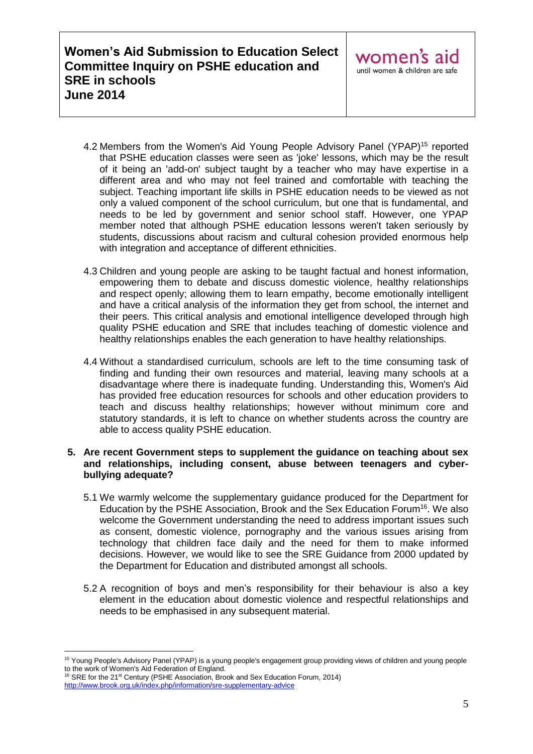4.2 Members from the Women's Aid Young People Advisory Panel (YPAP)[15] reported that PSHE education classes were seen as 'joke' lessons, which may be the result of it being an 'add-on' subject taught by a teacher who may have expertise in a different area and who may not feel trained and comfortable with teaching the subject. Teaching important life skills in PSHE education needs to be viewed as not only a valued component of the school curriculum, but one that is fundamental, and needs to be led by government and senior school staff. However, one YPAP member noted that although PSHE education lessons weren't taken seriously by students, discussions about racism and cultural cohesion provided enormous help with integration and acceptance of different ethnicities.

4.3 Children and young people are asking to be taught factual and honest information, empowering them to debate and discuss domestic violence, healthy relationships and respect openly; allowing them to learn empathy, become emotionally intelligent and have a critical analysis of the information they get from school, the internet and their peers. This critical analysis and emotional intelligence developed through high quality PSHE education and SRE that includes teaching of domestic violence and healthy relationships enables the each generation to have healthy relationships.

4.4 Without a standardised curriculum, schools are left to the time consuming task of finding and funding their own resources and material, leaving many schools at a disadvantage where there is inadequate funding. Understanding this, Women's Aid has provided free education resources for schools and other education providers to teach and discuss healthy relationships; however without minimum core and statutory standards, it is left to chance on whether students across the country are able to access quality PSHE education.

**5. Are recent Government steps to supplement the guidance on teaching about sex and relationships, including consent, abuse between teenagers and cyber-bullying adequate?**

5.1 We warmly welcome the supplementary guidance produced for the Department for Education by the PSHE Association, Brook and the Sex Education Forum[16]. We also welcome the Government understanding the need to address important issues such as consent, domestic violence, pornography and the various issues arising from technology that children face daily and the need for them to make informed decisions. However, we would like to see the SRE Guidance from 2000 updated by the Department for Education and distributed amongst all schools.

5.2 A recognition of boys and men's responsibility for their behaviour is also a key element in the education about domestic violence and respectful relationships and needs to be emphasised in any subsequent material.

---

[15] Young People's Advisory Panel (YPAP) is a young people's engagement group providing views of children and young people to the work of Women's Aid Federation of England.

[16] SRE for the 21st Century (PSHE Association, Brook and Sex Education Forum, 2014) http://www.brook.org.uk/index.php/information/sre-supplementary-advice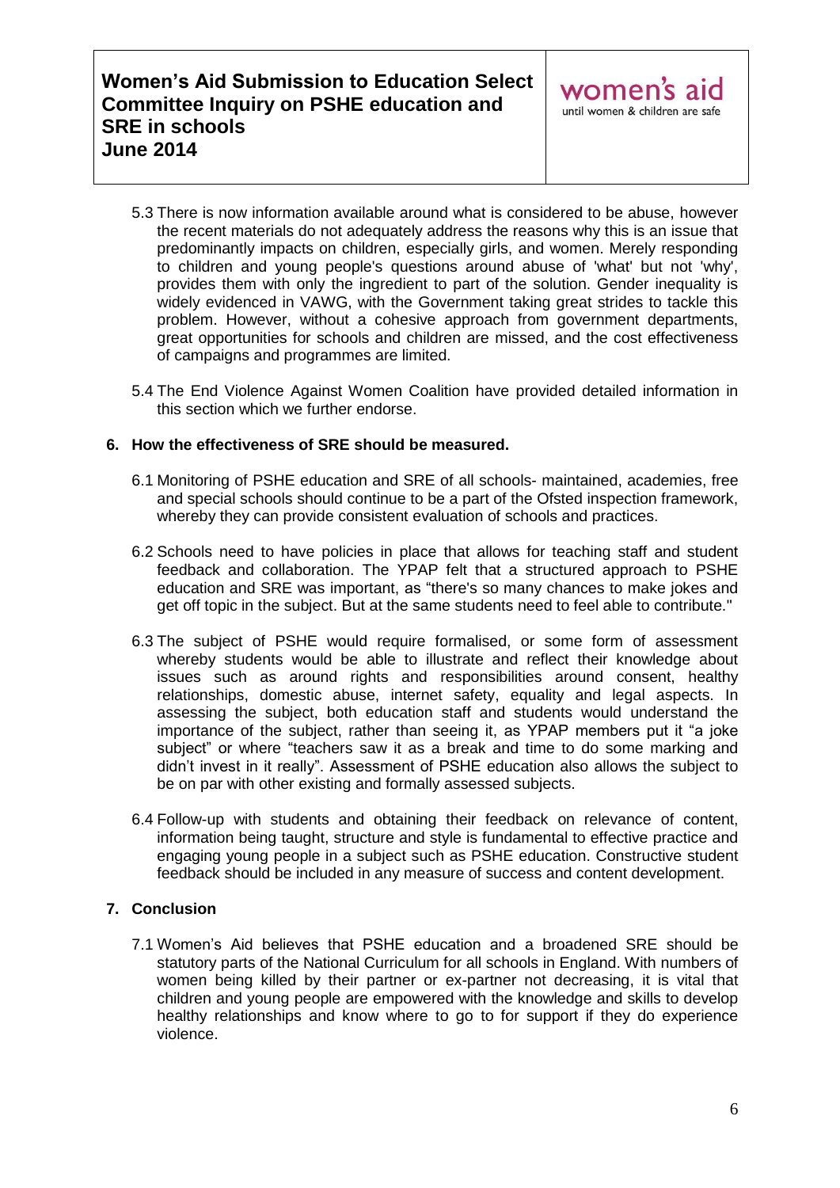5.3 There is now information available around what is considered to be abuse, however the recent materials do not adequately address the reasons why this is an issue that predominantly impacts on children, especially girls, and women. Merely responding to children and young people's questions around abuse of 'what' but not 'why', provides them with only the ingredient to part of the solution. Gender inequality is widely evidenced in VAWG, with the Government taking great strides to tackle this problem. However, without a cohesive approach from government departments, great opportunities for schools and children are missed, and the cost effectiveness of campaigns and programmes are limited.

5.4 The End Violence Against Women Coalition have provided detailed information in this section which we further endorse.

## 6. How the effectiveness of SRE should be measured.

6.1 Monitoring of PSHE education and SRE of all schools- maintained, academies, free and special schools should continue to be a part of the Ofsted inspection framework, whereby they can provide consistent evaluation of schools and practices.

6.2 Schools need to have policies in place that allows for teaching staff and student feedback and collaboration. The YPAP felt that a structured approach to PSHE education and SRE was important, as "there's so many chances to make jokes and get off topic in the subject. But at the same students need to feel able to contribute."

6.3 The subject of PSHE would require formalised, or some form of assessment whereby students would be able to illustrate and reflect their knowledge about issues such as around rights and responsibilities around consent, healthy relationships, domestic abuse, internet safety, equality and legal aspects. In assessing the subject, both education staff and students would understand the importance of the subject, rather than seeing it, as YPAP members put it "a joke subject" or where "teachers saw it as a break and time to do some marking and didn't invest in it really". Assessment of PSHE education also allows the subject to be on par with other existing and formally assessed subjects.

6.4 Follow-up with students and obtaining their feedback on relevance of content, information being taught, structure and style is fundamental to effective practice and engaging young people in a subject such as PSHE education. Constructive student feedback should be included in any measure of success and content development.

## 7. Conclusion

7.1 Women's Aid believes that PSHE education and a broadened SRE should be statutory parts of the National Curriculum for all schools in England. With numbers of women being killed by their partner or ex-partner not decreasing, it is vital that children and young people are empowered with the knowledge and skills to develop healthy relationships and know where to go to for support if they do experience violence.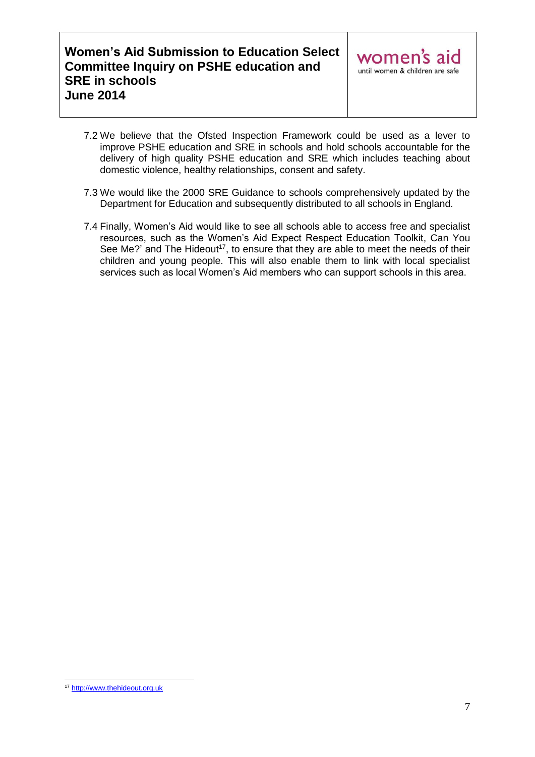7.2 We believe that the Ofsted Inspection Framework could be used as a lever to improve PSHE education and SRE in schools and hold schools accountable for the delivery of high quality PSHE education and SRE which includes teaching about domestic violence, healthy relationships, consent and safety.

7.3 We would like the 2000 SRE Guidance to schools comprehensively updated by the Department for Education and subsequently distributed to all schools in England.

7.4 Finally, Women's Aid would like to see all schools able to access free and specialist resources, such as the Women's Aid Expect Respect Education Toolkit, Can You See Me?' and The Hideout[17], to ensure that they are able to meet the needs of their children and young people. This will also enable them to link with local specialist services such as local Women's Aid members who can support schools in this area.

---

[17] http://www.thehideout.org.uk